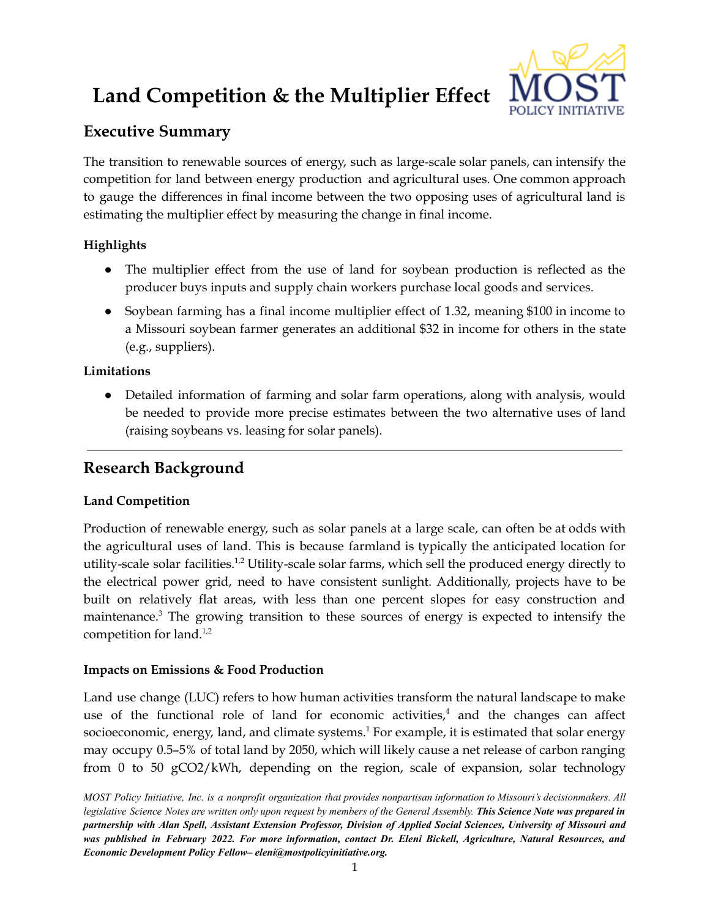# Land Competition & the Multiplier Effect

MOST POLICY INITIATIVE

## Executive Summary

The transition to renewable sources of energy, such as large-scale solar panels, can intensify the competition for land between energy production and agricultural uses. One common approach to gauge the differences in final income between the two opposing uses of agricultural land is estimating the multiplier effect by measuring the change in final income.

### Highlights

- The multiplier effect from the use of land for soybean production is reflected as the producer buys inputs and supply chain workers purchase local goods and services.
- Soybean farming has a final income multiplier effect of 1.32, meaning $100 in income to a Missouri soybean farmer generates an additional $32 in income for others in the state (e.g., suppliers).

### Limitations

- Detailed information of farming and solar farm operations, along with analysis, would be needed to provide more precise estimates between the two alternative uses of land (raising soybeans vs. leasing for solar panels).

---

## Research Background

### Land Competition

Production of renewable energy, such as solar panels at a large scale, can often be at odds with the agricultural uses of land. This is because farmland is typically the anticipated location for utility-scale solar facilities.[1,2] Utility-scale solar farms, which sell the produced energy directly to the electrical power grid, need to have consistent sunlight. Additionally, projects have to be built on relatively flat areas, with less than one percent slopes for easy construction and maintenance.[3] The growing transition to these sources of energy is expected to intensify the competition for land.[1,2]

### Impacts on Emissions & Food Production

Land use change (LUC) refers to how human activities transform the natural landscape to make use of the functional role of land for economic activities,[4] and the changes can affect socioeconomic, energy, land, and climate systems.[1] For example, it is estimated that solar energy may occupy 0.5–5% of total land by 2050, which will likely cause a net release of carbon ranging from 0 to 50 $gCO_2/kWh$, depending on the region, scale of expansion, solar technology

*MOST Policy Initiative, Inc. is a nonprofit organization that provides nonpartisan information to Missouri's decisionmakers. All legislative Science Notes are written only upon request by members of the General Assembly.* ***This Science Note was prepared in partnership with Alan Spell, Assistant Extension Professor, Division of Applied Social Sciences, University of Missouri and was published in February 2022. For more information, contact Dr. Eleni Bickell, Agriculture, Natural Resources, and Economic Development Policy Fellow– eleni@mostpolicyinitiative.org.***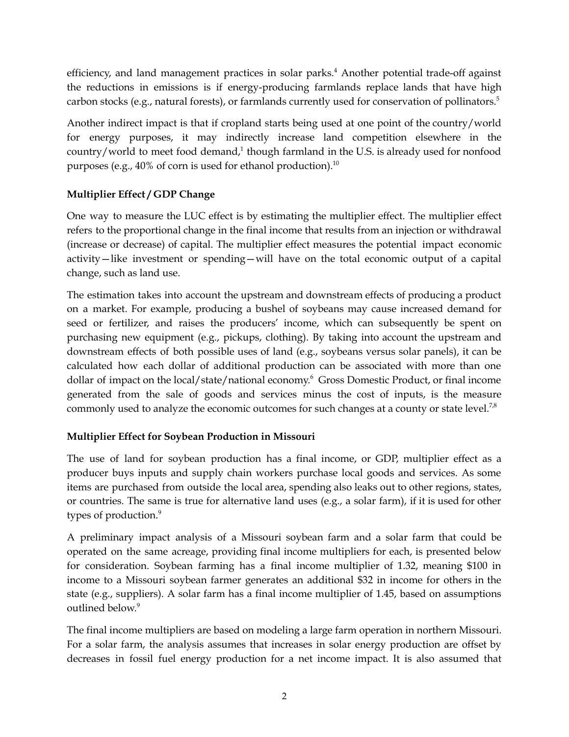efficiency, and land management practices in solar parks.[4] Another potential trade-off against the reductions in emissions is if energy-producing farmlands replace lands that have high carbon stocks (e.g., natural forests), or farmlands currently used for conservation of pollinators.[5]

Another indirect impact is that if cropland starts being used at one point of the country/world for energy purposes, it may indirectly increase land competition elsewhere in the country/world to meet food demand,[1] though farmland in the U.S. is already used for nonfood purposes (e.g., 40% of corn is used for ethanol production).[10]

**Multiplier Effect / GDP Change**

One way to measure the LUC effect is by estimating the multiplier effect. The multiplier effect refers to the proportional change in the final income that results from an injection or withdrawal (increase or decrease) of capital. The multiplier effect measures the potential impact economic activity—like investment or spending—will have on the total economic output of a capital change, such as land use.

The estimation takes into account the upstream and downstream effects of producing a product on a market. For example, producing a bushel of soybeans may cause increased demand for seed or fertilizer, and raises the producers' income, which can subsequently be spent on purchasing new equipment (e.g., pickups, clothing). By taking into account the upstream and downstream effects of both possible uses of land (e.g., soybeans versus solar panels), it can be calculated how each dollar of additional production can be associated with more than one dollar of impact on the local/state/national economy.[6] Gross Domestic Product, or final income generated from the sale of goods and services minus the cost of inputs, is the measure commonly used to analyze the economic outcomes for such changes at a county or state level.[7,8]

**Multiplier Effect for Soybean Production in Missouri**

The use of land for soybean production has a final income, or GDP, multiplier effect as a producer buys inputs and supply chain workers purchase local goods and services. As some items are purchased from outside the local area, spending also leaks out to other regions, states, or countries. The same is true for alternative land uses (e.g., a solar farm), if it is used for other types of production.[9]

A preliminary impact analysis of a Missouri soybean farm and a solar farm that could be operated on the same acreage, providing final income multipliers for each, is presented below for consideration. Soybean farming has a final income multiplier of 1.32, meaning $100 in income to a Missouri soybean farmer generates an additional $32 in income for others in the state (e.g., suppliers). A solar farm has a final income multiplier of 1.45, based on assumptions outlined below.[9]

The final income multipliers are based on modeling a large farm operation in northern Missouri. For a solar farm, the analysis assumes that increases in solar energy production are offset by decreases in fossil fuel energy production for a net income impact. It is also assumed that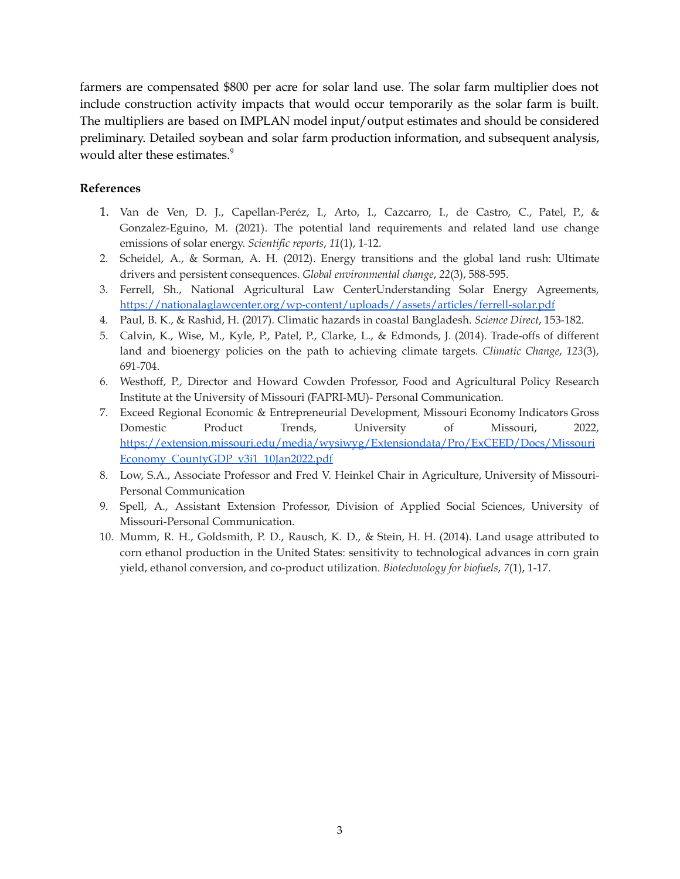farmers are compensated $800 per acre for solar land use. The solar farm multiplier does not include construction activity impacts that would occur temporarily as the solar farm is built. The multipliers are based on IMPLAN model input/output estimates and should be considered preliminary. Detailed soybean and solar farm production information, and subsequent analysis, would alter these estimates.[9]

**References**

1. Van de Ven, D. J., Capellan-Peréz, I., Arto, I., Cazcarro, I., de Castro, C., Patel, P., & Gonzalez-Eguino, M. (2021). The potential land requirements and related land use change emissions of solar energy. *Scientific reports*, *11*(1), 1-12.
2. Scheidel, A., & Sorman, A. H. (2012). Energy transitions and the global land rush: Ultimate drivers and persistent consequences. *Global environmental change*, *22*(3), 588-595.
3. Ferrell, Sh., National Agricultural Law CenterUnderstanding Solar Energy Agreements, https://nationalaglawcenter.org/wp-content/uploads//assets/articles/ferrell-solar.pdf
4. Paul, B. K., & Rashid, H. (2017). Climatic hazards in coastal Bangladesh. *Science Direct*, 153-182.
5. Calvin, K., Wise, M., Kyle, P., Patel, P., Clarke, L., & Edmonds, J. (2014). Trade-offs of different land and bioenergy policies on the path to achieving climate targets. *Climatic Change*, *123*(3), 691-704.
6. Westhoff, P., Director and Howard Cowden Professor, Food and Agricultural Policy Research Institute at the University of Missouri (FAPRI-MU)- Personal Communication.
7. Exceed Regional Economic & Entrepreneurial Development, Missouri Economy Indicators Gross Domestic Product Trends, University of Missouri, 2022, https://extension.missouri.edu/media/wysiwyg/Extensiondata/Pro/ExCEED/Docs/MissouriEconomy_CountyGDP_v3i1_10Jan2022.pdf
8. Low, S.A., Associate Professor and Fred V. Heinkel Chair in Agriculture, University of Missouri-Personal Communication
9. Spell, A., Assistant Extension Professor, Division of Applied Social Sciences, University of Missouri-Personal Communication.
10. Mumm, R. H., Goldsmith, P. D., Rausch, K. D., & Stein, H. H. (2014). Land usage attributed to corn ethanol production in the United States: sensitivity to technological advances in corn grain yield, ethanol conversion, and co-product utilization. *Biotechnology for biofuels*, *7*(1), 1-17.